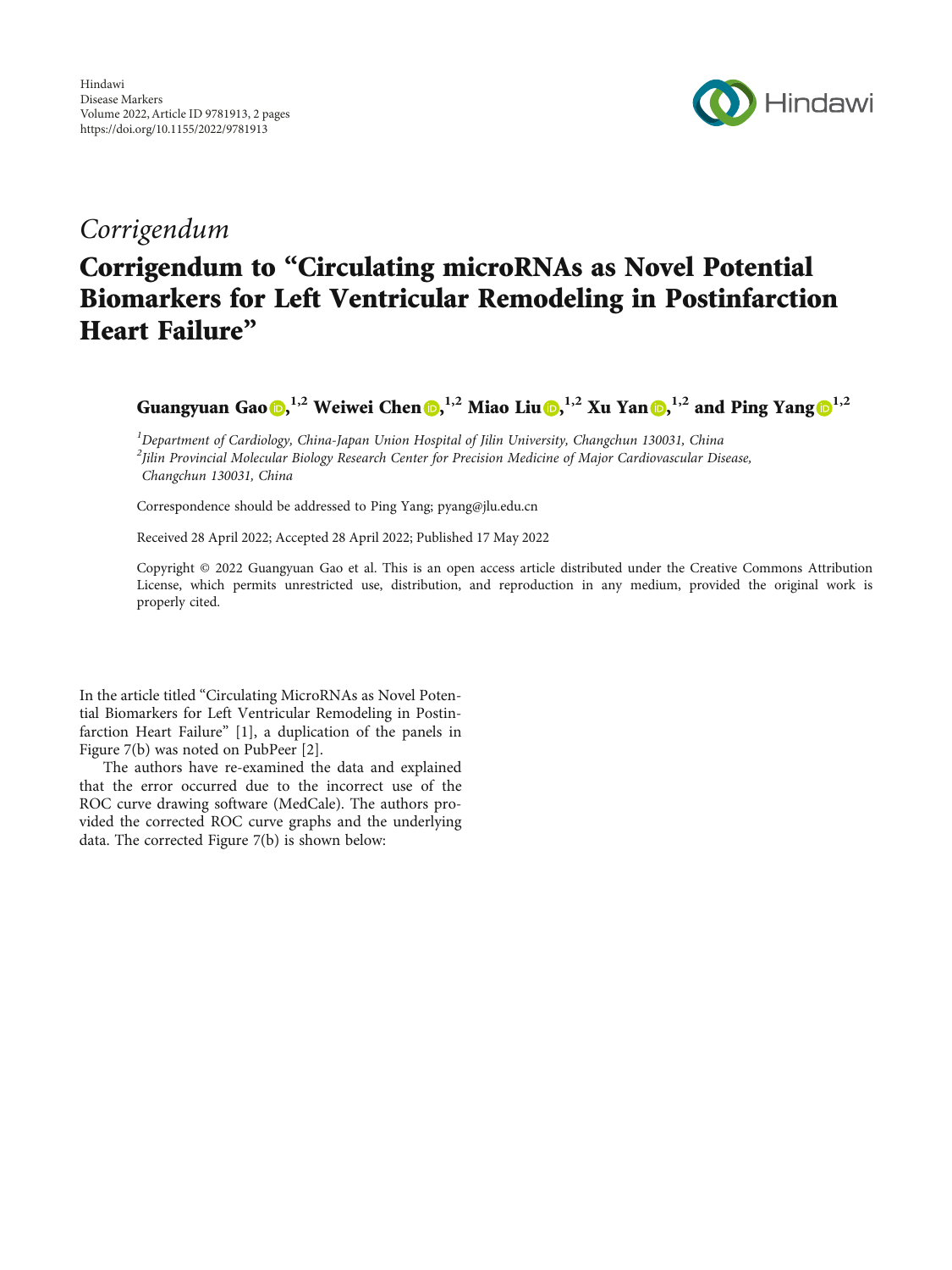*Corrigendum*

# Corrigendum to "Circulating microRNAs as Novel Potential Biomarkers for Left Ventricular Remodeling in Postinfarction Heart Failure"

**Guangyuan Gao**[1,2] **Weiwei Chen**[1,2] **Miao Liu**[1,2] **Xu Yan**[1,2] **and Ping Yang**[1,2]

[1]*Department of Cardiology, China-Japan Union Hospital of Jilin University, Changchun 130031, China*
[2]*Jilin Provincial Molecular Biology Research Center for Precision Medicine of Major Cardiovascular Disease, Changchun 130031, China*

Correspondence should be addressed to Ping Yang; pyang@jlu.edu.cn

Received 28 April 2022; Accepted 28 April 2022; Published 17 May 2022

Copyright © 2022 Guangyuan Gao et al. This is an open access article distributed under the Creative Commons Attribution License, which permits unrestricted use, distribution, and reproduction in any medium, provided the original work is properly cited.

In the article titled "Circulating MicroRNAs as Novel Potential Biomarkers for Left Ventricular Remodeling in Postinfarction Heart Failure" [1], a duplication of the panels in Figure 7(b) was noted on PubPeer [2].

The authors have re-examined the data and explained that the error occurred due to the incorrect use of the ROC curve drawing software (MedCale). The authors provided the corrected ROC curve graphs and the underlying data. The corrected Figure 7(b) is shown below: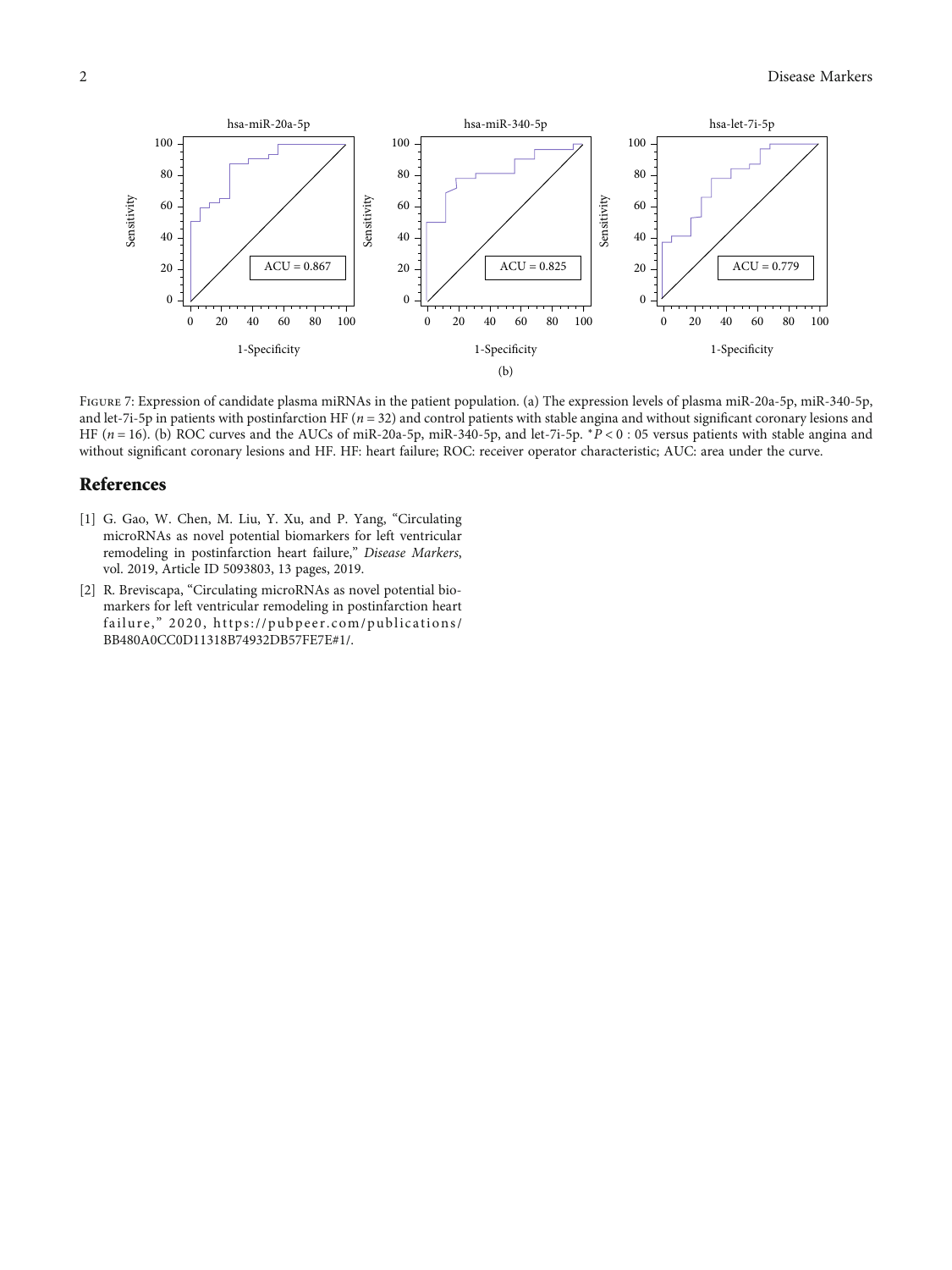hsa-miR-20a-5p

Sensitivity

1-Specificity

ACU = 0.867

hsa-miR-340-5p

Sensitivity

1-Specificity

ACU = 0.825

hsa-let-7i-5p

Sensitivity

1-Specificity

ACU = 0.779

(b)

Figure 7: Expression of candidate plasma miRNAs in the patient population. (a) The expression levels of plasma miR-20a-5p, miR-340-5p, and let-7i-5p in patients with postinfarction HF ($n = 32$) and control patients with stable angina and without significant coronary lesions and HF ($n = 16$). (b) ROC curves and the AUCs of miR-20a-5p, miR-340-5p, and let-7i-5p. $^{*}P < 0 : 05$ versus patients with stable angina and without significant coronary lesions and HF. HF: heart failure; ROC: receiver operator characteristic; AUC: area under the curve.

## References

[1] G. Gao, W. Chen, M. Liu, Y. Xu, and P. Yang, "Circulating microRNAs as novel potential biomarkers for left ventricular remodeling in postinfarction heart failure," *Disease Markers*, vol. 2019, Article ID 5093803, 13 pages, 2019.

[2] R. Breviscapa, "Circulating microRNAs as novel potential biomarkers for left ventricular remodeling in postinfarction heart failure," 2020, https://pubpeer.com/publications/BB480A0CC0D11318B74932DB57FE7E#1/.